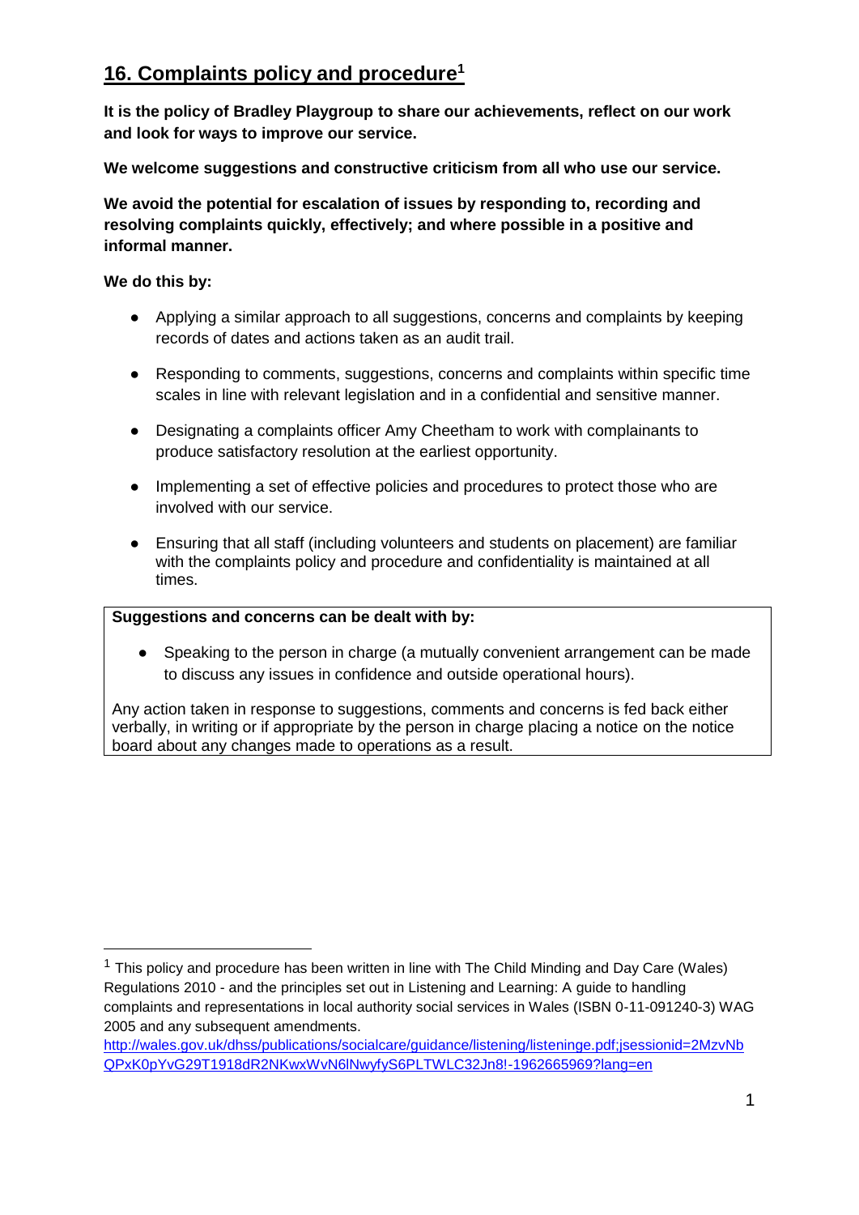## 16. Complaints policy and procedure[1]

**It is the policy of Bradley Playgroup to share our achievements, reflect on our work and look for ways to improve our service.**

**We welcome suggestions and constructive criticism from all who use our service.**

**We avoid the potential for escalation of issues by responding to, recording and resolving complaints quickly, effectively; and where possible in a positive and informal manner.**

**We do this by:**

- Applying a similar approach to all suggestions, concerns and complaints by keeping records of dates and actions taken as an audit trail.
- Responding to comments, suggestions, concerns and complaints within specific time scales in line with relevant legislation and in a confidential and sensitive manner.
- Designating a complaints officer Amy Cheetham to work with complainants to produce satisfactory resolution at the earliest opportunity.
- Implementing a set of effective policies and procedures to protect those who are involved with our service.
- Ensuring that all staff (including volunteers and students on placement) are familiar with the complaints policy and procedure and confidentiality is maintained at all times.

**Suggestions and concerns can be dealt with by:**

- Speaking to the person in charge (a mutually convenient arrangement can be made to discuss any issues in confidence and outside operational hours).

Any action taken in response to suggestions, comments and concerns is fed back either verbally, in writing or if appropriate by the person in charge placing a notice on the notice board about any changes made to operations as a result.

---

[1] This policy and procedure has been written in line with The Child Minding and Day Care (Wales) Regulations 2010 - and the principles set out in Listening and Learning: A guide to handling complaints and representations in local authority social services in Wales (ISBN 0-11-091240-3) WAG 2005 and any subsequent amendments.
http://wales.gov.uk/dhss/publications/socialcare/guidance/listening/listeninge.pdf;jsessionid=2MzvNbQPxK0pYvG29T1918dR2NKwxWvN6lNwyfyS6PLTWLC32Jn8!-1962665969?lang=en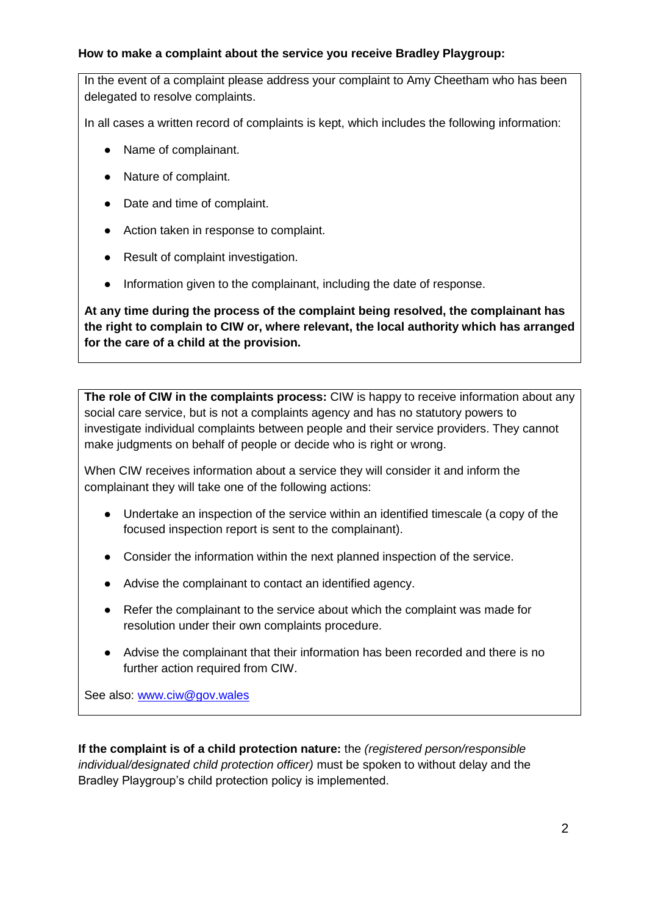**How to make a complaint about the service you receive Bradley Playgroup:**

In the event of a complaint please address your complaint to Amy Cheetham who has been delegated to resolve complaints.

In all cases a written record of complaints is kept, which includes the following information:

- Name of complainant.
- Nature of complaint.
- Date and time of complaint.
- Action taken in response to complaint.
- Result of complaint investigation.
- Information given to the complainant, including the date of response.

**At any time during the process of the complaint being resolved, the complainant has the right to complain to CIW or, where relevant, the local authority which has arranged for the care of a child at the provision.**

**The role of CIW in the complaints process:** CIW is happy to receive information about any social care service, but is not a complaints agency and has no statutory powers to investigate individual complaints between people and their service providers. They cannot make judgments on behalf of people or decide who is right or wrong.

When CIW receives information about a service they will consider it and inform the complainant they will take one of the following actions:

- Undertake an inspection of the service within an identified timescale (a copy of the focused inspection report is sent to the complainant).
- Consider the information within the next planned inspection of the service.
- Advise the complainant to contact an identified agency.
- Refer the complainant to the service about which the complaint was made for resolution under their own complaints procedure.
- Advise the complainant that their information has been recorded and there is no further action required from CIW.

See also: www.ciw@gov.wales

**If the complaint is of a child protection nature:** the *(registered person/responsible individual/designated child protection officer)* must be spoken to without delay and the Bradley Playgroup's child protection policy is implemented.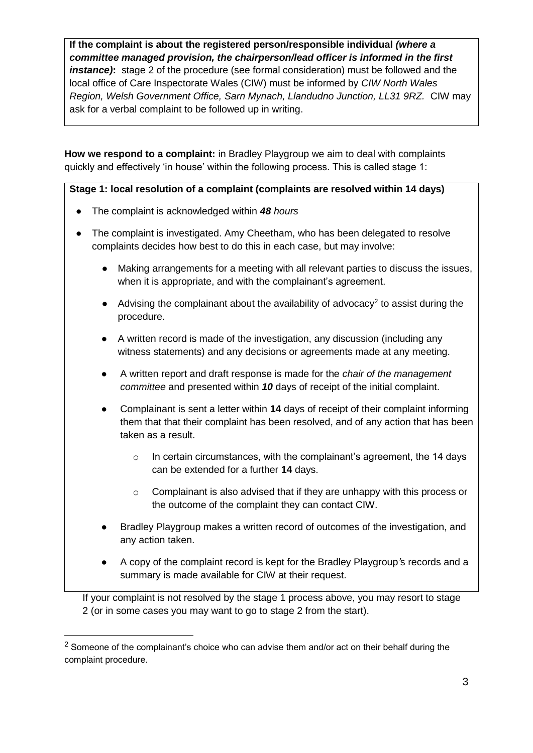**If the complaint is about the registered person/responsible individual *(where a committee managed provision, the chairperson/lead officer is informed in the first instance)*:** stage 2 of the procedure (see formal consideration) must be followed and the local office of Care Inspectorate Wales (CIW) must be informed by *CIW North Wales Region, Welsh Government Office, Sarn Mynach, Llandudno Junction, LL31 9RZ.* CIW may ask for a verbal complaint to be followed up in writing.

**How we respond to a complaint:** in Bradley Playgroup we aim to deal with complaints quickly and effectively 'in house' within the following process. This is called stage 1:

**Stage 1: local resolution of a complaint (complaints are resolved within 14 days)**

- The complaint is acknowledged within ***48*** *hours*
- The complaint is investigated. Amy Cheetham, who has been delegated to resolve complaints decides how best to do this in each case, but may involve:
  - Making arrangements for a meeting with all relevant parties to discuss the issues, when it is appropriate, and with the complainant's agreement.
  - Advising the complainant about the availability of advocacy[2] to assist during the procedure.
  - A written record is made of the investigation, any discussion (including any witness statements) and any decisions or agreements made at any meeting.
  - A written report and draft response is made for the *chair of the management committee* and presented within ***10*** days of receipt of the initial complaint.
  - Complainant is sent a letter within **14** days of receipt of their complaint informing them that that their complaint has been resolved, and of any action that has been taken as a result.
    - In certain circumstances, with the complainant's agreement, the 14 days can be extended for a further **14** days.
    - Complainant is also advised that if they are unhappy with this process or the outcome of the complaint they can contact CIW.
  - Bradley Playgroup makes a written record of outcomes of the investigation, and any action taken.
  - A copy of the complaint record is kept for the Bradley Playgroup's records and a summary is made available for CIW at their request.

If your complaint is not resolved by the stage 1 process above, you may resort to stage 2 (or in some cases you may want to go to stage 2 from the start).

[2] Someone of the complainant's choice who can advise them and/or act on their behalf during the complaint procedure.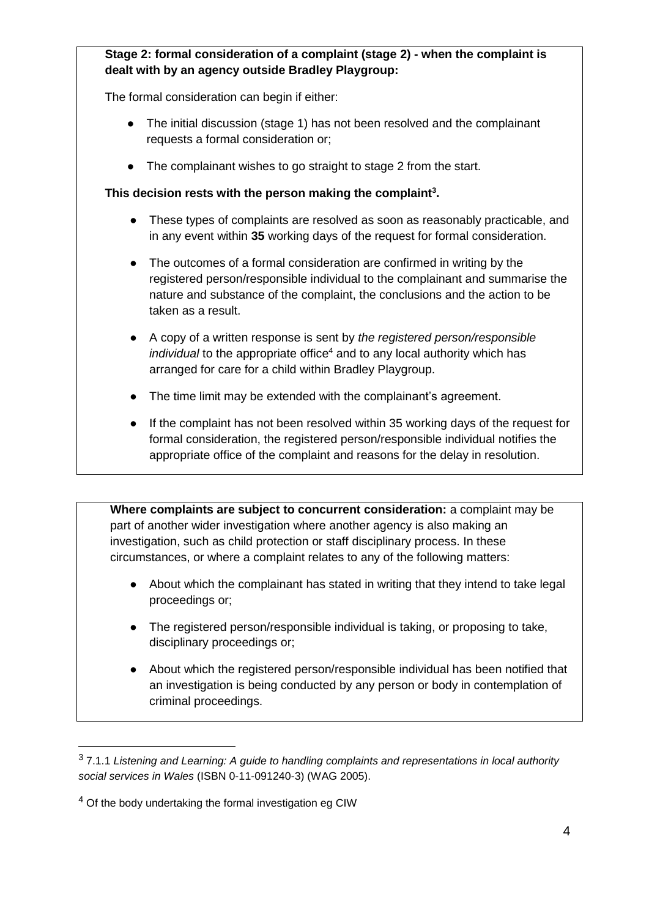**Stage 2: formal consideration of a complaint (stage 2) - when the complaint is dealt with by an agency outside Bradley Playgroup:**

The formal consideration can begin if either:

- The initial discussion (stage 1) has not been resolved and the complainant requests a formal consideration or;
- The complainant wishes to go straight to stage 2 from the start.

**This decision rests with the person making the complaint[3].**

- These types of complaints are resolved as soon as reasonably practicable, and in any event within **35** working days of the request for formal consideration.
- The outcomes of a formal consideration are confirmed in writing by the registered person/responsible individual to the complainant and summarise the nature and substance of the complaint, the conclusions and the action to be taken as a result.
- A copy of a written response is sent by *the registered person/responsible individual* to the appropriate office[4] and to any local authority which has arranged for care for a child within Bradley Playgroup.
- The time limit may be extended with the complainant's agreement.
- If the complaint has not been resolved within 35 working days of the request for formal consideration, the registered person/responsible individual notifies the appropriate office of the complaint and reasons for the delay in resolution.

**Where complaints are subject to concurrent consideration:** a complaint may be part of another wider investigation where another agency is also making an investigation, such as child protection or staff disciplinary process. In these circumstances, or where a complaint relates to any of the following matters:

- About which the complainant has stated in writing that they intend to take legal proceedings or;
- The registered person/responsible individual is taking, or proposing to take, disciplinary proceedings or;
- About which the registered person/responsible individual has been notified that an investigation is being conducted by any person or body in contemplation of criminal proceedings.

---

[3] 7.1.1 *Listening and Learning: A guide to handling complaints and representations in local authority social services in Wales* (ISBN 0-11-091240-3) (WAG 2005).

[4] Of the body undertaking the formal investigation eg CIW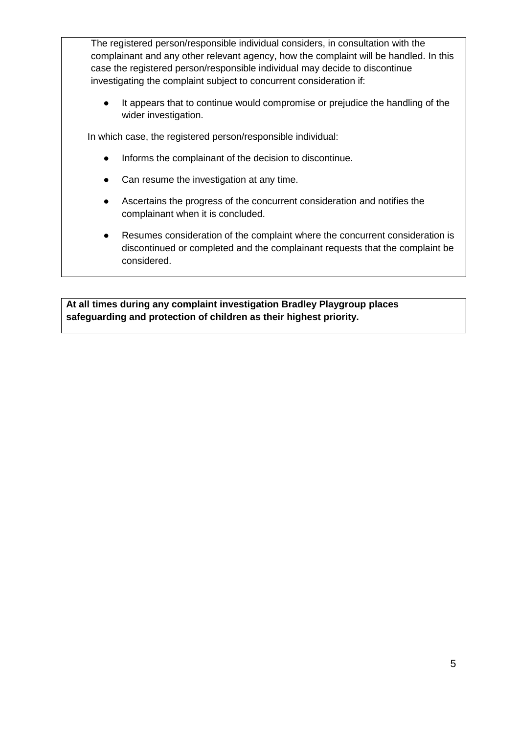The registered person/responsible individual considers, in consultation with the complainant and any other relevant agency, how the complaint will be handled. In this case the registered person/responsible individual may decide to discontinue investigating the complaint subject to concurrent consideration if:

- It appears that to continue would compromise or prejudice the handling of the wider investigation.

In which case, the registered person/responsible individual:

- Informs the complainant of the decision to discontinue.
- Can resume the investigation at any time.
- Ascertains the progress of the concurrent consideration and notifies the complainant when it is concluded.
- Resumes consideration of the complaint where the concurrent consideration is discontinued or completed and the complainant requests that the complaint be considered.

**At all times during any complaint investigation Bradley Playgroup places safeguarding and protection of children as their highest priority.**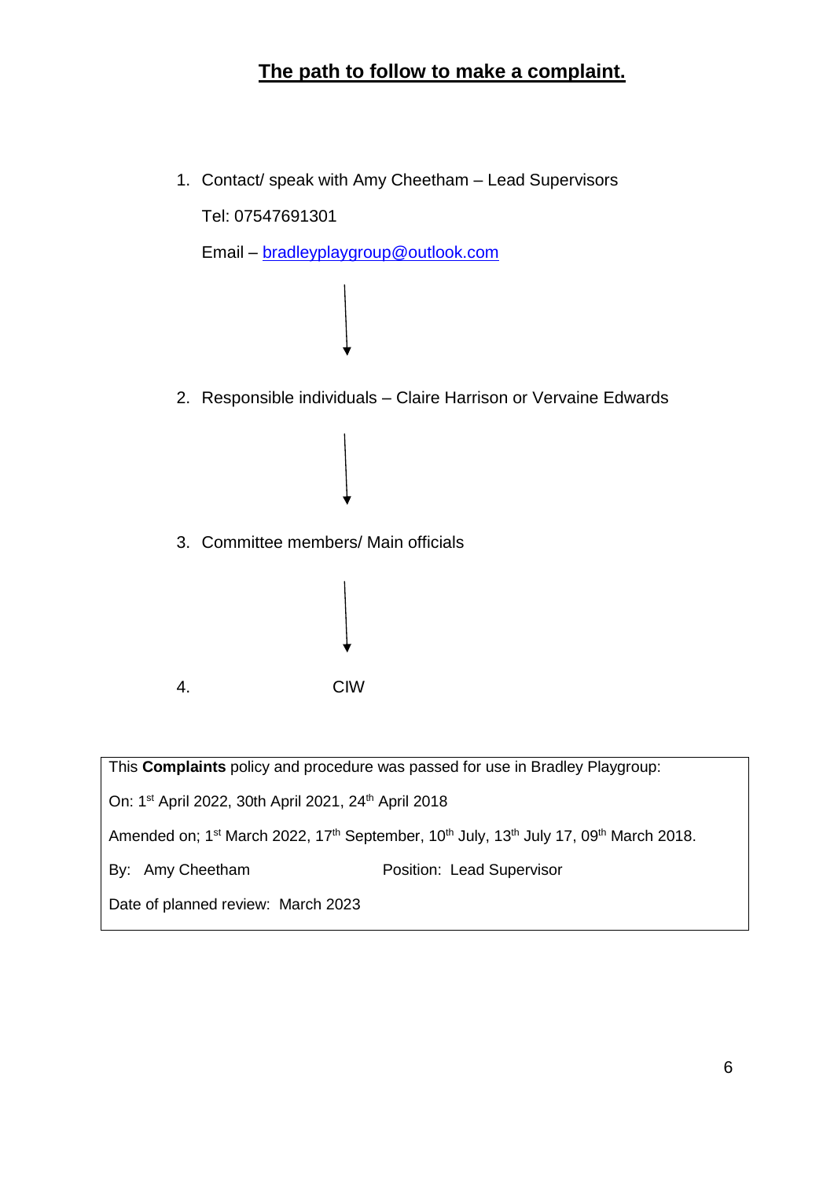## The path to follow to make a complaint.

1. Contact/ speak with Amy Cheetham – Lead Supervisors

   Tel: 07547691301

   Email – bradleyplaygroup@outlook.com

   ↓

2. Responsible individuals – Claire Harrison or Vervaine Edwards

   ↓

3. Committee members/ Main officials

   ↓

4. CIW

| |
|---|
| This **Complaints** policy and procedure was passed for use in Bradley Playgroup: |
| On: 1st April 2022, 30th April 2021, 24th April 2018 |
| Amended on; 1st March 2022, 17th September, 10th July, 13th July 17, 09th March 2018. |
| By: Amy Cheetham Position: Lead Supervisor |
| Date of planned review: March 2023 |